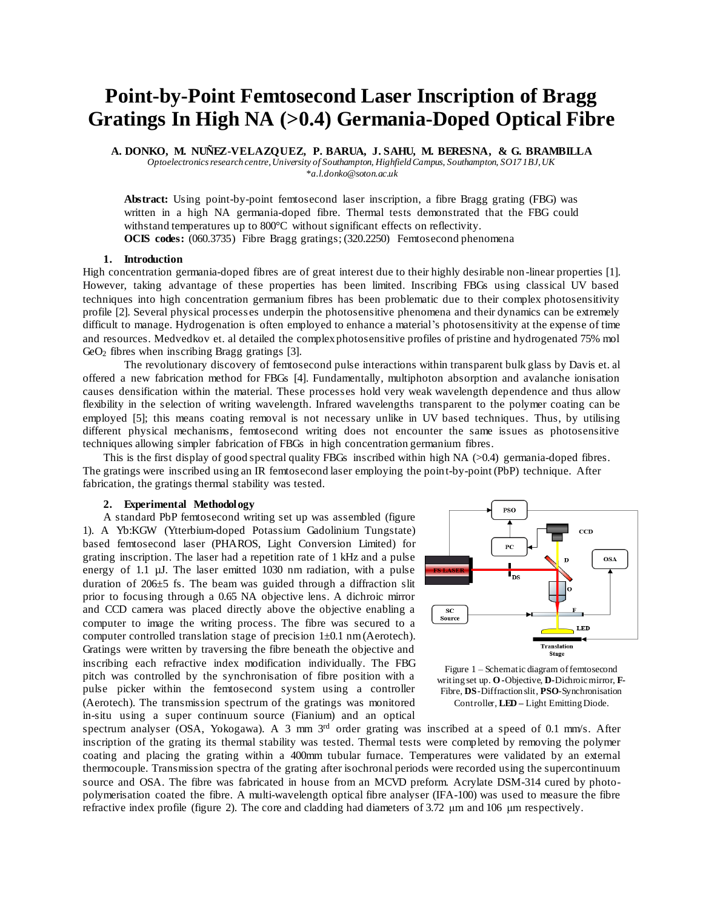# Point-by-Point Femtosecond Laser Inscription of Bragg Gratings In High NA (>0.4) Germania-Doped Optical Fibre

**A. DONKO, M. NUÑEZ-VELAZQUEZ, P. BARUA, J. SAHU, M. BERESNA, & G. BRAMBILLA**

*Optoelectronics research centre, University of Southampton, Highfield Campus, Southampton, SO17 1BJ, UK*
*\*a.l.donko@soton.ac.uk*

**Abstract:** Using point-by-point femtosecond laser inscription, a fibre Bragg grating (FBG) was written in a high NA germania-doped fibre. Thermal tests demonstrated that the FBG could withstand temperatures up to 800°C without significant effects on reflectivity.

**OCIS codes:** (060.3735) Fibre Bragg gratings; (320.2250) Femtosecond phenomena

## 1. Introduction

High concentration germania-doped fibres are of great interest due to their highly desirable non-linear properties [1]. However, taking advantage of these properties has been limited. Inscribing FBGs using classical UV based techniques into high concentration germanium fibres has been problematic due to their complex photosensitivity profile [2]. Several physical processes underpin the photosensitive phenomena and their dynamics can be extremely difficult to manage. Hydrogenation is often employed to enhance a material's photosensitivity at the expense of time and resources. Medvedkov et. al detailed the complex photosensitive profiles of pristine and hydrogenated 75% mol $GeO_2$ fibres when inscribing Bragg gratings [3].

The revolutionary discovery of femtosecond pulse interactions within transparent bulk glass by Davis et. al offered a new fabrication method for FBGs [4]. Fundamentally, multiphoton absorption and avalanche ionisation causes densification within the material. These processes hold very weak wavelength dependence and thus allow flexibility in the selection of writing wavelength. Infrared wavelengths transparent to the polymer coating can be employed [5]; this means coating removal is not necessary unlike in UV based techniques. Thus, by utilising different physical mechanisms, femtosecond writing does not encounter the same issues as photosensitive techniques allowing simpler fabrication of FBGs in high concentration germanium fibres.

This is the first display of good spectral quality FBGs inscribed within high NA (>0.4) germania-doped fibres. The gratings were inscribed using an IR femtosecond laser employing the point-by-point (PbP) technique. After fabrication, the gratings thermal stability was tested.

## 2. Experimental Methodology

A standard PbP femtosecond writing set up was assembled (figure 1). A Yb:KGW (Ytterbium-doped Potassium Gadolinium Tungstate) based femtosecond laser (PHAROS, Light Conversion Limited) for grating inscription. The laser had a repetition rate of 1 kHz and a pulse energy of 1.1 µJ. The laser emitted 1030 nm radiation, with a pulse duration of 206±5 fs. The beam was guided through a diffraction slit prior to focusing through a 0.65 NA objective lens. A dichroic mirror and CCD camera was placed directly above the objective enabling a computer to image the writing process. The fibre was secured to a computer controlled translation stage of precision 1±0.1 nm (Aerotech). Gratings were written by traversing the fibre beneath the objective and inscribing each refractive index modification individually. The FBG pitch was controlled by the synchronisation of fibre position with a pulse picker within the femtosecond system using a controller (Aerotech). The transmission spectrum of the gratings was monitored in-situ using a super continuum source (Fianium) and an optical spectrum analyser (OSA, Yokogawa). A 3 mm 3rd order grating was inscribed at a speed of 0.1 mm/s. After inscription of the grating its thermal stability was tested. Thermal tests were completed by removing the polymer coating and placing the grating within a 400mm tubular furnace. Temperatures were validated by an external thermocouple. Transmission spectra of the grating after isochronal periods were recorded using the supercontinuum source and OSA. The fibre was fabricated in house from an MCVD preform. Acrylate DSM-314 cured by photo-polymerisation coated the fibre. A multi-wavelength optical fibre analyser (IFA-100) was used to measure the fibre refractive index profile (figure 2). The core and cladding had diameters of 3.72 µm and 106 µm respectively.

Figure 1 – Schematic diagram of femtosecond writing set up. **O**-Objective, **D**-Dichroic mirror, **F**-Fibre, **DS**-Diffraction slit, **PSO**-Synchronisation Controller, **LED** – Light Emitting Diode.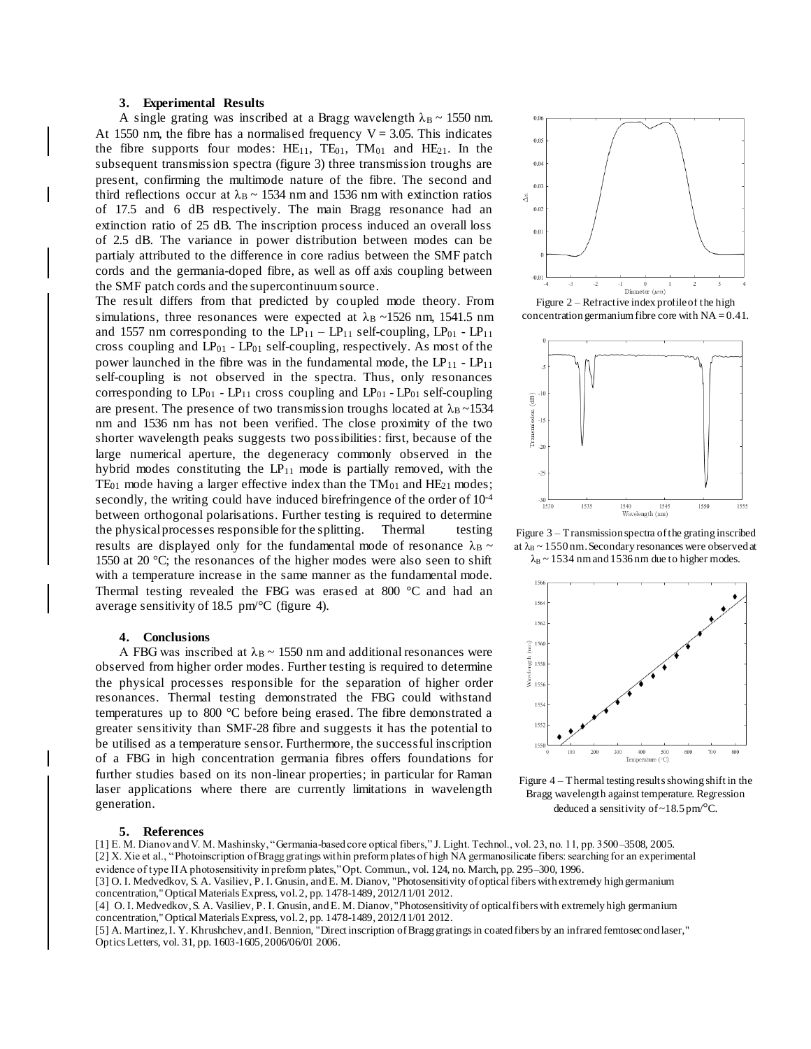## 3. Experimental Results

A single grating was inscribed at a Bragg wavelength $\lambda_B \sim 1550$ nm. At 1550 nm, the fibre has a normalised frequency $V = 3.05$. This indicates the fibre supports four modes: $HE_{11}$, $TE_{01}$, $TM_{01}$ and $HE_{21}$. In the subsequent transmission spectra (figure 3) three transmission troughs are present, confirming the multimode nature of the fibre. The second and third reflections occur at $\lambda_B \sim 1534$ nm and 1536 nm with extinction ratios of 17.5 and 6 dB respectively. The main Bragg resonance had an extinction ratio of 25 dB. The inscription process induced an overall loss of 2.5 dB. The variance in power distribution between modes can be partialy attributed to the difference in core radius between the SMF patch cords and the germania-doped fibre, as well as off axis coupling between the SMF patch cords and the supercontinuum source.

The result differs from that predicted by coupled mode theory. From simulations, three resonances were expected at $\lambda_B \sim 1526$ nm, 1541.5 nm and 1557 nm corresponding to the $LP_{11}$ – $LP_{11}$ self-coupling, $LP_{01}$ - $LP_{11}$ cross coupling and $LP_{01}$ - $LP_{01}$ self-coupling, respectively. As most of the power launched in the fibre was in the fundamental mode, the $LP_{11}$ - $LP_{11}$ self-coupling is not observed in the spectra. Thus, only resonances corresponding to $LP_{01}$ - $LP_{11}$ cross coupling and $LP_{01}$ - $LP_{01}$ self-coupling are present. The presence of two transmission troughs located at $\lambda_B \sim 1534$ nm and 1536 nm has not been verified. The close proximity of the two shorter wavelength peaks suggests two possibilities: first, because of the large numerical aperture, the degeneracy commonly observed in the hybrid modes constituting the $LP_{11}$ mode is partially removed, with the $TE_{01}$ mode having a larger effective index than the $TM_{01}$ and $HE_{21}$ modes; secondly, the writing could have induced birefringence of the order of $10^{-4}$ between orthogonal polarisations. Further testing is required to determine the physical processes responsible for the splitting. Thermal testing results are displayed only for the fundamental mode of resonance $\lambda_B \sim 1550$ at 20 °C; the resonances of the higher modes were also seen to shift with a temperature increase in the same manner as the fundamental mode. Thermal testing revealed the FBG was erased at 800 °C and had an average sensitivity of 18.5 pm/°C (figure 4).

0.06
0.05
0.04
0.03
Δn
0.02
0.01
0
-0.01
-4 -3 -2 -1 0 1 2 3 4
Diameter (μm)

Figure 2 – Refractive index profile of the high concentration germanium fibre core with NA = 0.41.

0
-5
-10
-15
-20
-25
-30
Transmission (dB)
1530 1535 1540 1545 1550 1555
Wavelength (nm)

Figure 3 – Transmission spectra of the grating inscribed at $\lambda_B \sim 1550$ nm. Secondary resonances were observed at $\lambda_B \sim 1534$ nm and 1536 nm due to higher modes.

1566
1564
1562
1560
1558
1556
1554
1552
1550
Wavelength (nm)
100 200 300 400 500 600 700 800
Temperature (°C)

Figure 4 – Thermal testing results showing shift in the Bragg wavelength against temperature. Regression deduced a sensitivity of ~18.5 pm/°C.

## 4. Conclusions

A FBG was inscribed at $\lambda_B \sim 1550$ nm and additional resonances were observed from higher order modes. Further testing is required to determine the physical processes responsible for the separation of higher order resonances. Thermal testing demonstrated the FBG could withstand temperatures up to 800 °C before being erased. The fibre demonstrated a greater sensitivity than SMF-28 fibre and suggests it has the potential to be utilised as a temperature sensor. Furthermore, the successful inscription of a FBG in high concentration germania fibres offers foundations for further studies based on its non-linear properties; in particular for Raman laser applications where there are currently limitations in wavelength generation.

## 5. References

[1] E. M. Dianov and V. M. Mashinsky, "Germania-based core optical fibers," J. Light. Technol., vol. 23, no. 11, pp. 3500–3508, 2005.

[2] X. Xie et al., "Photoinscription of Bragg gratings within preform plates of high NA germanosilicate fibers: searching for an experimental evidence of type IIA photosensitivity in preform plates," Opt. Commun., vol. 124, no. March, pp. 295–300, 1996.

[3] O. I. Medvedkov, S. A. Vasiliev, P. I. Gnusin, and E. M. Dianov, "Photosensitivity of optical fibers with extremely high germanium concentration," Optical Materials Express, vol. 2, pp. 1478-1489, 2012/11/01 2012.

[4] O. I. Medvedkov, S. A. Vasiliev, P. I. Gnusin, and E. M. Dianov, "Photosensitivity of optical fibers with extremely high germanium concentration," Optical Materials Express, vol. 2, pp. 1478-1489, 2012/11/01 2012.

[5] A. Martinez, I. Y. Khrushchev, and I. Bennion, "Direct inscription of Bragg gratings in coated fibers by an infrared femtosecond laser," Optics Letters, vol. 31, pp. 1603-1605, 2006/06/01 2006.